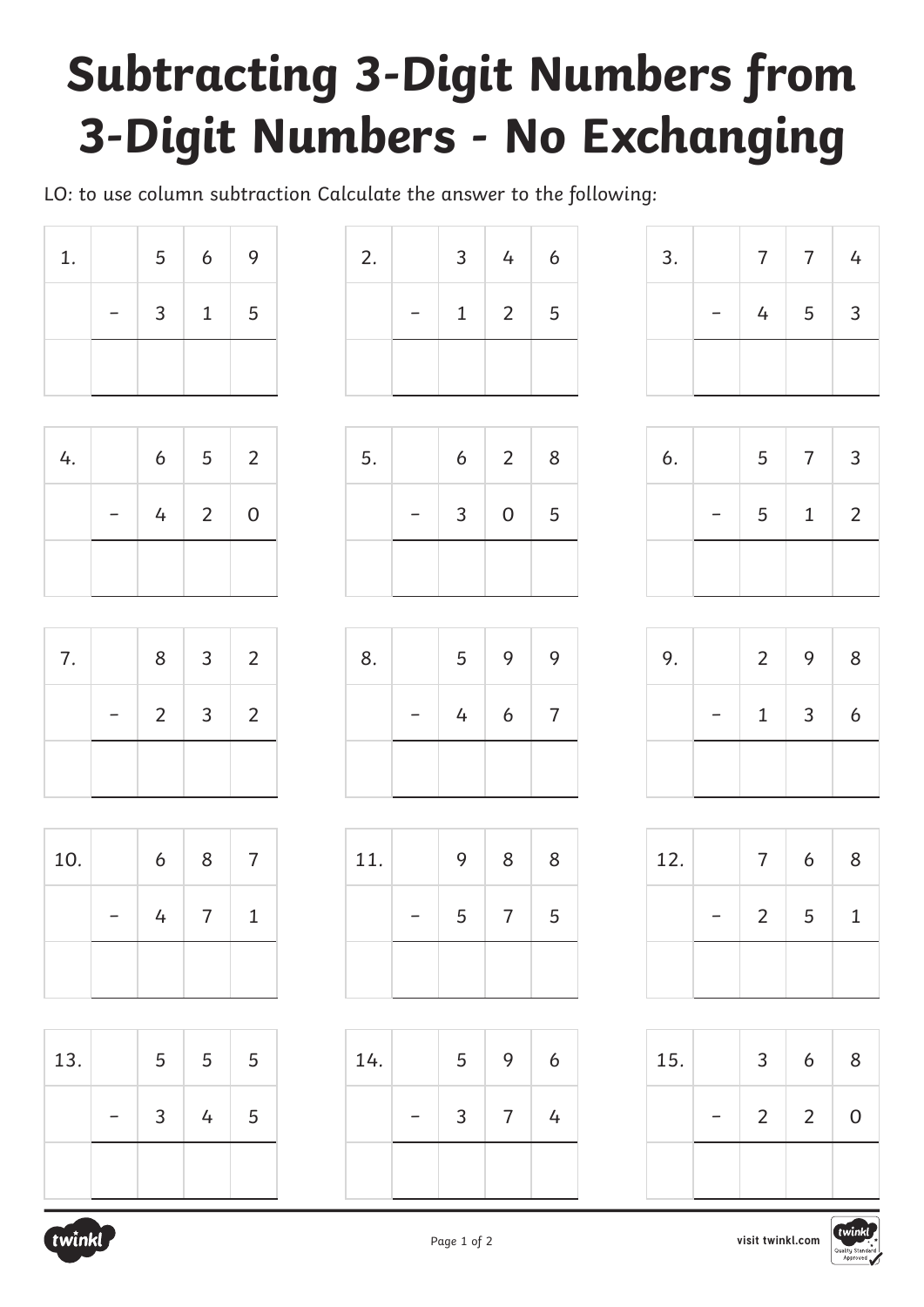# Subtracting 3-Digit Numbers from 3-Digit Numbers - No Exchanging

LO: to use column subtraction Calculate the answer to the following:

| 1. | | 5 | 6 | 9 |
|---|---|---|---|---|
| | − | 3 | 1 | 5 |
| | | | | |

| 2. | | 3 | 4 | 6 |
|---|---|---|---|---|
| | − | 1 | 2 | 5 |
| | | | | |

| 3. | | 7 | 7 | 4 |
|---|---|---|---|---|
| | − | 4 | 5 | 3 |
| | | | | |

| 4. | | 6 | 5 | 2 |
|---|---|---|---|---|
| | − | 4 | 2 | 0 |
| | | | | |

| 5. | | 6 | 2 | 8 |
|---|---|---|---|---|
| | − | 3 | 0 | 5 |
| | | | | |

| 6. | | 5 | 7 | 3 |
|---|---|---|---|---|
| | − | 5 | 1 | 2 |
| | | | | |

| 7. | | 8 | 3 | 2 |
|---|---|---|---|---|
| | − | 2 | 3 | 2 |
| | | | | |

| 8. | | 5 | 9 | 9 |
|---|---|---|---|---|
| | − | 4 | 6 | 7 |
| | | | | |

| 9. | | 2 | 9 | 8 |
|---|---|---|---|---|
| | − | 1 | 3 | 6 |
| | | | | |

| 10. | | 6 | 8 | 7 |
|---|---|---|---|---|
| | − | 4 | 7 | 1 |
| | | | | |

| 11. | | 9 | 8 | 8 |
|---|---|---|---|---|
| | − | 5 | 7 | 5 |
| | | | | |

| 12. | | 7 | 6 | 8 |
|---|---|---|---|---|
| | − | 2 | 5 | 1 |
| | | | | |

| 13. | | 5 | 5 | 5 |
|---|---|---|---|---|
| | − | 3 | 4 | 5 |
| | | | | |

| 14. | | 5 | 9 | 6 |
|---|---|---|---|---|
| | − | 3 | 7 | 4 |
| | | | | |

| 15. | | 3 | 6 | 8 |
|---|---|---|---|---|
| | − | 2 | 2 | 0 |
| | | | | |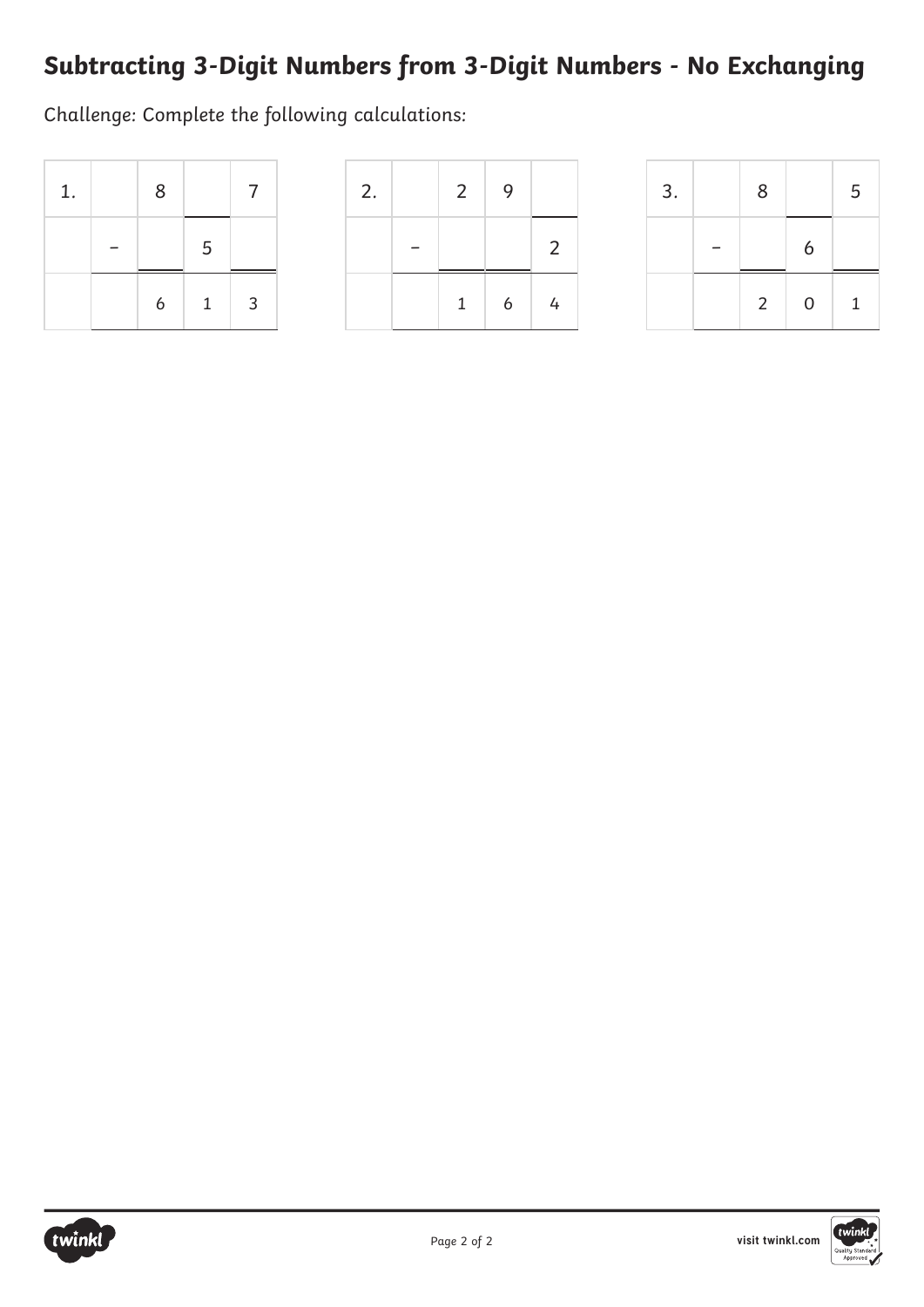# Subtracting 3-Digit Numbers from 3-Digit Numbers - No Exchanging

Challenge: Complete the following calculations:

| 1. | | 8 | | 7 |
|---|---|---|---|---|
| | – | | 5 | |
| | | 6 | 1 | 3 |

| 2. | | 2 | 9 | |
|---|---|---|---|---|
| | – | | | 2 |
| | | 1 | 6 | 4 |

| 3. | | 8 | | 5 |
|---|---|---|---|---|
| | – | | 6 | |
| | | 2 | 0 | 1 |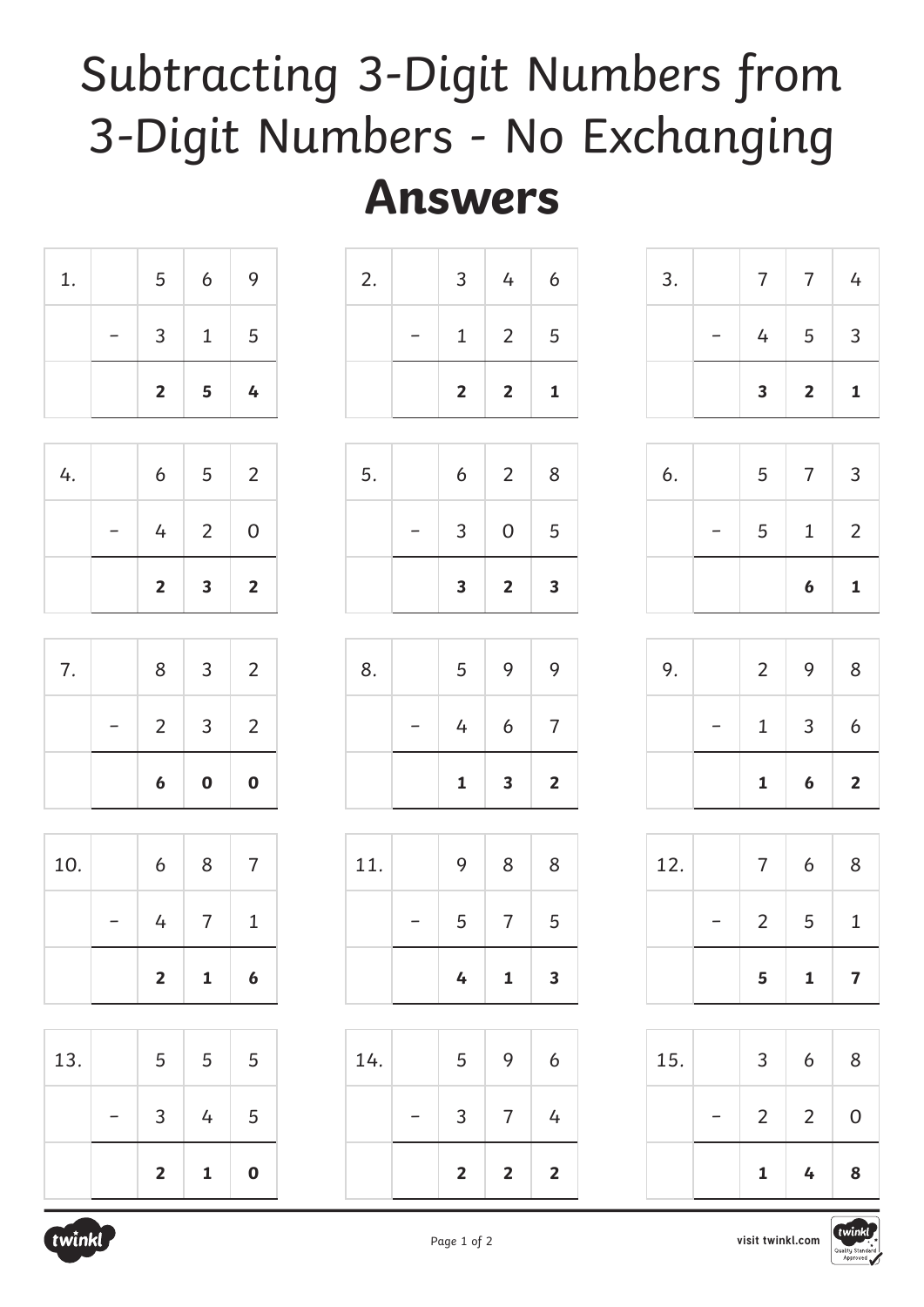# Subtracting 3-Digit Numbers from 3-Digit Numbers - No Exchanging

# **Answers**

| 1. | | 5 | 6 | 9 |
|---|---|---|---|---|
| | − | 3 | 1 | 5 |
| | | **2** | **5** | **4** |

| 2. | | 3 | 4 | 6 |
|---|---|---|---|---|
| | − | 1 | 2 | 5 |
| | | **2** | **2** | **1** |

| 3. | | 7 | 7 | 4 |
|---|---|---|---|---|
| | − | 4 | 5 | 3 |
| | | **3** | **2** | **1** |

| 4. | | 6 | 5 | 2 |
|---|---|---|---|---|
| | − | 4 | 2 | 0 |
| | | **2** | **3** | **2** |

| 5. | | 6 | 2 | 8 |
|---|---|---|---|---|
| | − | 3 | 0 | 5 |
| | | **3** | **2** | **3** |

| 6. | | 5 | 7 | 3 |
|---|---|---|---|---|
| | − | 5 | 1 | 2 |
| | | | **6** | **1** |

| 7. | | 8 | 3 | 2 |
|---|---|---|---|---|
| | − | 2 | 3 | 2 |
| | | **6** | **0** | **0** |

| 8. | | 5 | 9 | 9 |
|---|---|---|---|---|
| | − | 4 | 6 | 7 |
| | | **1** | **3** | **2** |

| 9. | | 2 | 9 | 8 |
|---|---|---|---|---|
| | − | 1 | 3 | 6 |
| | | **1** | **6** | **2** |

| 10. | | 6 | 8 | 7 |
|---|---|---|---|---|
| | − | 4 | 7 | 1 |
| | | **2** | **1** | **6** |

| 11. | | 9 | 8 | 8 |
|---|---|---|---|---|
| | − | 5 | 7 | 5 |
| | | **4** | **1** | **3** |

| 12. | | 7 | 6 | 8 |
|---|---|---|---|---|
| | − | 2 | 5 | 1 |
| | | **5** | **1** | **7** |

| 13. | | 5 | 5 | 5 |
|---|---|---|---|---|
| | − | 3 | 4 | 5 |
| | | **2** | **1** | **0** |

| 14. | | 5 | 9 | 6 |
|---|---|---|---|---|
| | − | 3 | 7 | 4 |
| | | **2** | **2** | **2** |

| 15. | | 3 | 6 | 8 |
|---|---|---|---|---|
| | − | 2 | 2 | 0 |
| | | **1** | **4** | **8** |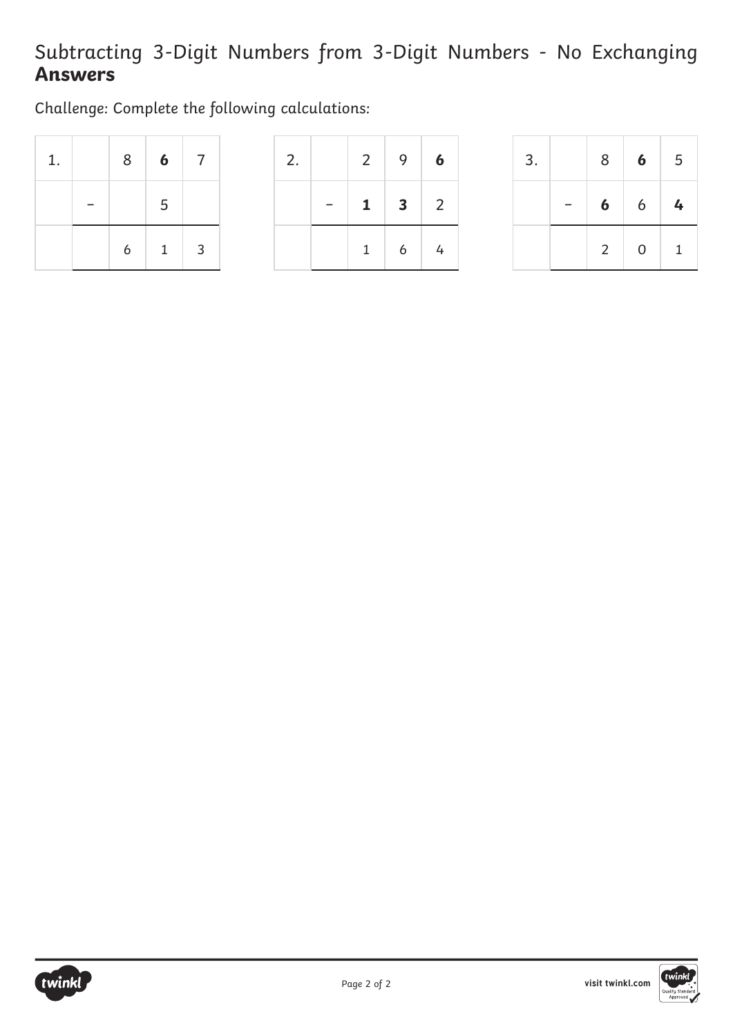Subtracting 3-Digit Numbers from 3-Digit Numbers - No Exchanging
**Answers**

*Challenge: Complete the following calculations:*

| | | | | |
|---|---|---|---|---|
| 1. | | 8 | **6** | 7 |
| | – | | 5 | |
| | | 6 | 1 | 3 |

| | | | | |
|---|---|---|---|---|
| 2. | | 2 | 9 | **6** |
| | – | **1** | **3** | 2 |
| | | 1 | 6 | 4 |

| | | | | |
|---|---|---|---|---|
| 3. | | 8 | **6** | 5 |
| | – | **6** | 6 | **4** |
| | | 2 | 0 | 1 |